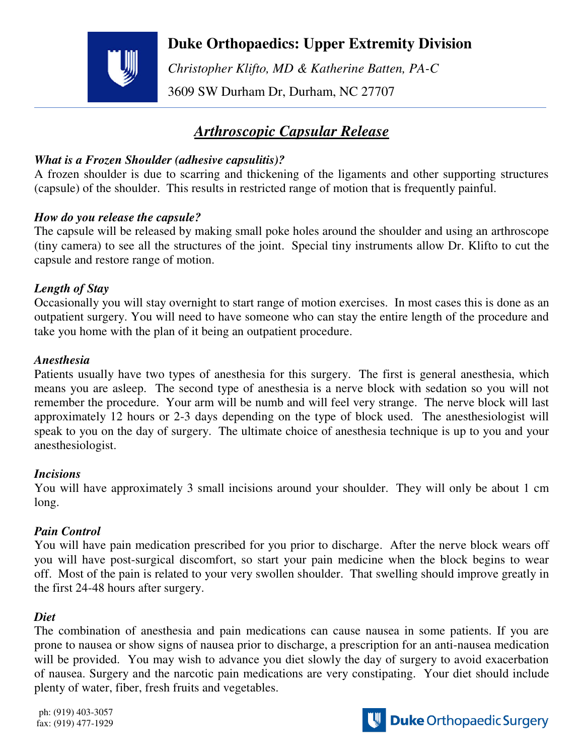# Duke Orthopaedics: Upper Extremity Division

*Christopher Klifto, MD & Katherine Batten, PA-C*

3609 SW Durham Dr, Durham, NC 27707

---

## ***Arthroscopic Capsular Release***

### *What is a Frozen Shoulder (adhesive capsulitis)?*

A frozen shoulder is due to scarring and thickening of the ligaments and other supporting structures (capsule) of the shoulder. This results in restricted range of motion that is frequently painful.

### *How do you release the capsule?*

The capsule will be released by making small poke holes around the shoulder and using an arthroscope (tiny camera) to see all the structures of the joint. Special tiny instruments allow Dr. Klifto to cut the capsule and restore range of motion.

### *Length of Stay*

Occasionally you will stay overnight to start range of motion exercises. In most cases this is done as an outpatient surgery. You will need to have someone who can stay the entire length of the procedure and take you home with the plan of it being an outpatient procedure.

### *Anesthesia*

Patients usually have two types of anesthesia for this surgery. The first is general anesthesia, which means you are asleep. The second type of anesthesia is a nerve block with sedation so you will not remember the procedure. Your arm will be numb and will feel very strange. The nerve block will last approximately 12 hours or 2-3 days depending on the type of block used. The anesthesiologist will speak to you on the day of surgery. The ultimate choice of anesthesia technique is up to you and your anesthesiologist.

### *Incisions*

You will have approximately 3 small incisions around your shoulder. They will only be about 1 cm long.

### *Pain Control*

You will have pain medication prescribed for you prior to discharge. After the nerve block wears off you will have post-surgical discomfort, so start your pain medicine when the block begins to wear off. Most of the pain is related to your very swollen shoulder. That swelling should improve greatly in the first 24-48 hours after surgery.

### *Diet*

The combination of anesthesia and pain medications can cause nausea in some patients. If you are prone to nausea or show signs of nausea prior to discharge, a prescription for an anti-nausea medication will be provided. You may wish to advance you diet slowly the day of surgery to avoid exacerbation of nausea. Surgery and the narcotic pain medications are very constipating. Your diet should include plenty of water, fiber, fresh fruits and vegetables.

ph: (919) 403-3057
fax: (919) 477-1929

Duke Orthopaedic Surgery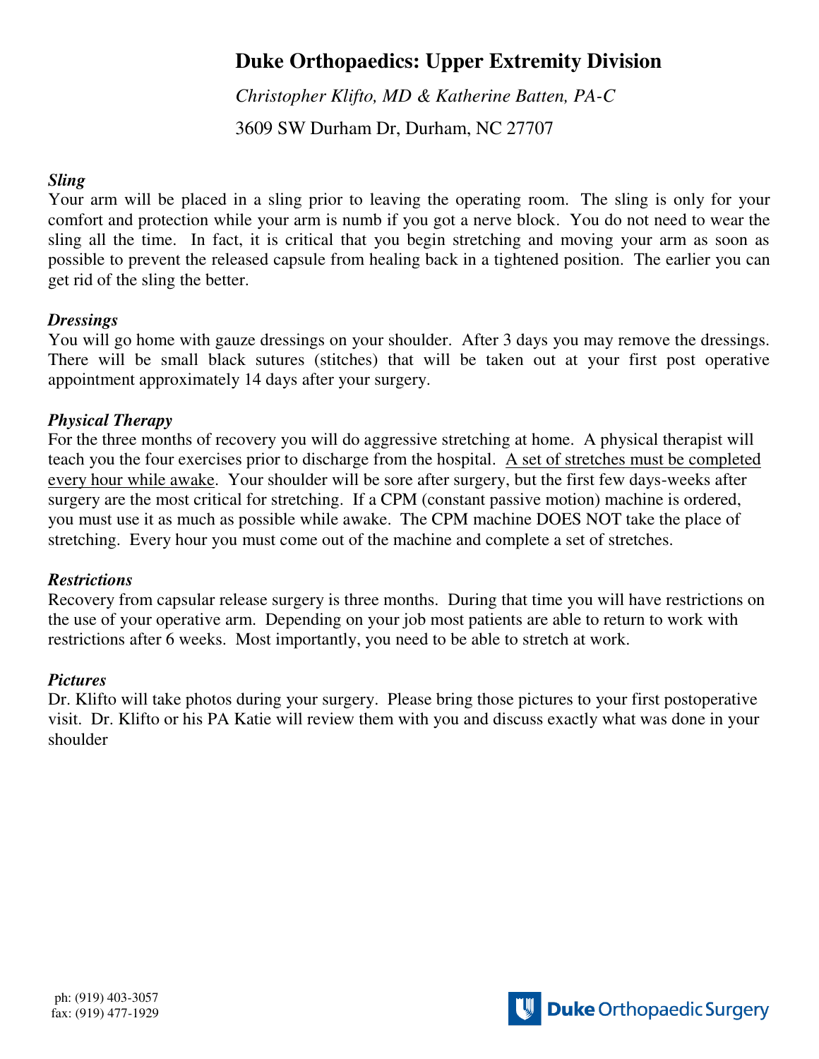# Duke Orthopaedics: Upper Extremity Division

*Christopher Klifto, MD & Katherine Batten, PA-C*

3609 SW Durham Dr, Durham, NC 27707

### *Sling*

Your arm will be placed in a sling prior to leaving the operating room. The sling is only for your comfort and protection while your arm is numb if you got a nerve block. You do not need to wear the sling all the time. In fact, it is critical that you begin stretching and moving your arm as soon as possible to prevent the released capsule from healing back in a tightened position. The earlier you can get rid of the sling the better.

### *Dressings*

You will go home with gauze dressings on your shoulder. After 3 days you may remove the dressings. There will be small black sutures (stitches) that will be taken out at your first post operative appointment approximately 14 days after your surgery.

### *Physical Therapy*

For the three months of recovery you will do aggressive stretching at home. A physical therapist will teach you the four exercises prior to discharge from the hospital. <u>A set of stretches must be completed every hour while awake</u>. Your shoulder will be sore after surgery, but the first few days-weeks after surgery are the most critical for stretching. If a CPM (constant passive motion) machine is ordered, you must use it as much as possible while awake. The CPM machine DOES NOT take the place of stretching. Every hour you must come out of the machine and complete a set of stretches.

### *Restrictions*

Recovery from capsular release surgery is three months. During that time you will have restrictions on the use of your operative arm. Depending on your job most patients are able to return to work with restrictions after 6 weeks. Most importantly, you need to be able to stretch at work.

### *Pictures*

Dr. Klifto will take photos during your surgery. Please bring those pictures to your first postoperative visit. Dr. Klifto or his PA Katie will review them with you and discuss exactly what was done in your shoulder

ph: (919) 403-3057
fax: (919) 477-1929

Duke Orthopaedic Surgery